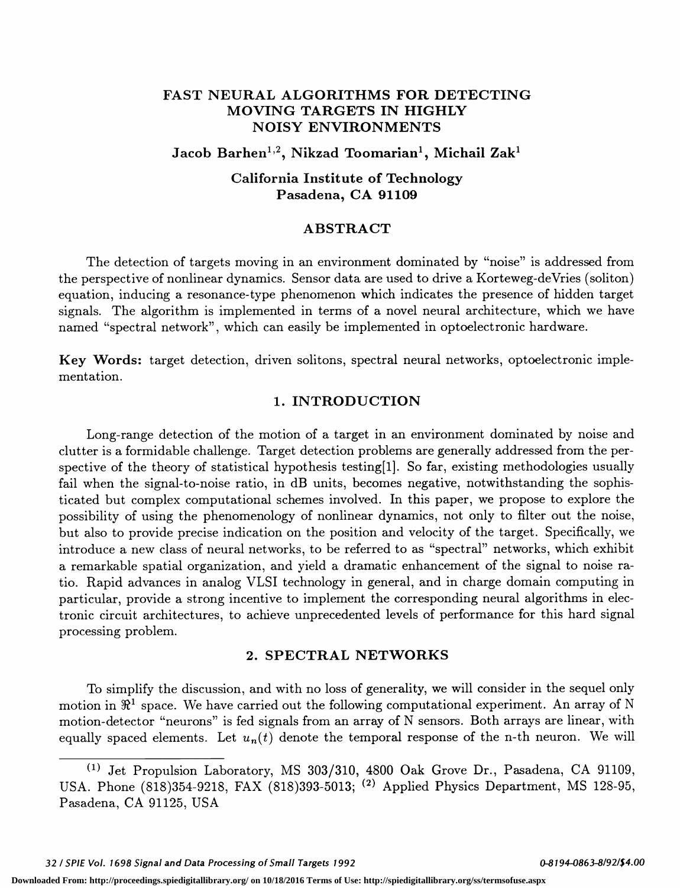# FAST NEURAL ALGORITHMS FOR DETECTING MOVING TARGETS IN HIGHLY NOISY ENVIRONMENTS

**Jacob Barhen[1,2], Nikzad Toomarian[1], Michail Zak[1]**

**California Institute of Technology**
**Pasadena, CA 91109**

## ABSTRACT

The detection of targets moving in an environment dominated by "noise" is addressed from the perspective of nonlinear dynamics. Sensor data are used to drive a Korteweg-deVries (soliton) equation, inducing a resonance-type phenomenon which indicates the presence of hidden target signals. The algorithm is implemented in terms of a novel neural architecture, which we have named "spectral network", which can easily be implemented in optoelectronic hardware.

**Key Words:** target detection, driven solitons, spectral neural networks, optoelectronic implementation.

## 1. INTRODUCTION

Long-range detection of the motion of a target in an environment dominated by noise and clutter is a formidable challenge. Target detection problems are generally addressed from the perspective of the theory of statistical hypothesis testing[1]. So far, existing methodologies usually fail when the signal-to-noise ratio, in dB units, becomes negative, notwithstanding the sophisticated but complex computational schemes involved. In this paper, we propose to explore the possibility of using the phenomenology of nonlinear dynamics, not only to filter out the noise, but also to provide precise indication on the position and velocity of the target. Specifically, we introduce a new class of neural networks, to be referred to as "spectral" networks, which exhibit a remarkable spatial organization, and yield a dramatic enhancement of the signal to noise ratio. Rapid advances in analog VLSI technology in general, and in charge domain computing in particular, provide a strong incentive to implement the corresponding neural algorithms in electronic circuit architectures, to achieve unprecedented levels of performance for this hard signal processing problem.

## 2. SPECTRAL NETWORKS

To simplify the discussion, and with no loss of generality, we will consider in the sequel only motion in $\Re^1$ space. We have carried out the following computational experiment. An array of N motion-detector "neurons" is fed signals from an array of N sensors. Both arrays are linear, with equally spaced elements. Let $u_n(t)$ denote the temporal response of the n-th neuron. We will

---

(1) Jet Propulsion Laboratory, MS 303/310, 4800 Oak Grove Dr., Pasadena, CA 91109, USA. Phone (818)354-9218, FAX (818)393-5013; (2) Applied Physics Department, MS 128-95, Pasadena, CA 91125, USA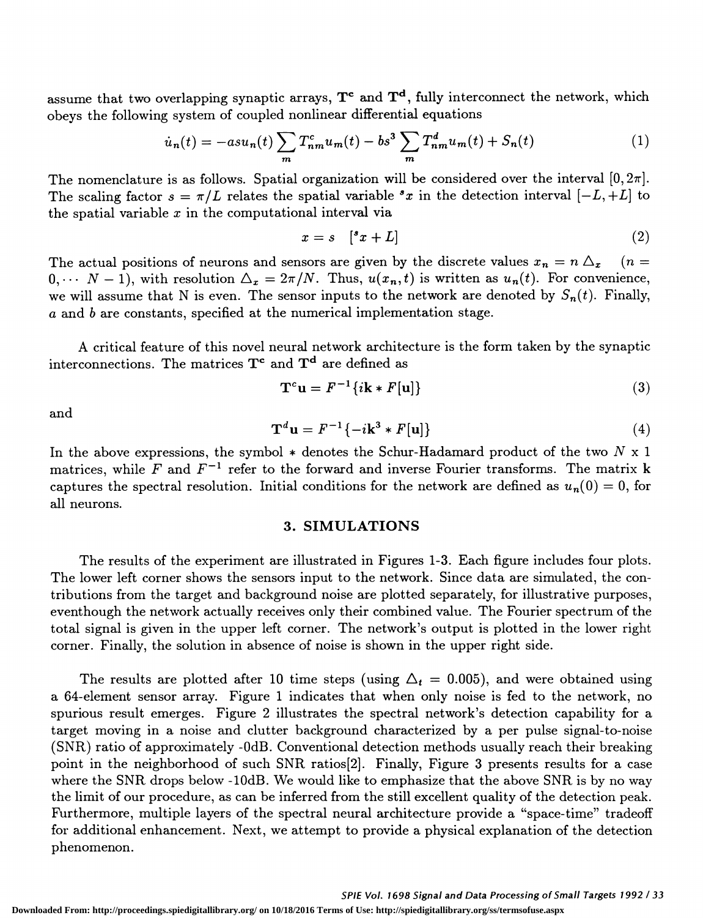assume that two overlapping synaptic arrays, $\mathbf{T^c}$ and $\mathbf{T^d}$, fully interconnect the network, which obeys the following system of coupled nonlinear differential equations

$$\dot{u}_n(t) = -asu_n(t)\sum_m T^c_{nm}u_m(t) - bs^3\sum_m T^d_{nm}u_m(t) + S_n(t) \tag{1}$$

The nomenclature is as follows. Spatial organization will be considered over the interval $[0, 2\pi]$. The scaling factor $s = \pi/L$ relates the spatial variable ${}^s x$ in the detection interval $[-L, +L]$ to the spatial variable $x$ in the computational interval via

$$x = s \quad [{}^s x + L] \tag{2}$$

The actual positions of neurons and sensors are given by the discrete values $x_n = n \triangle_x \quad (n = 0, \cdots N-1)$, with resolution $\triangle_x = 2\pi/N$. Thus, $u(x_n, t)$ is written as $u_n(t)$. For convenience, we will assume that N is even. The sensor inputs to the network are denoted by $S_n(t)$. Finally, $a$ and $b$ are constants, specified at the numerical implementation stage.

A critical feature of this novel neural network architecture is the form taken by the synaptic interconnections. The matrices $\mathbf{T^c}$ and $\mathbf{T^d}$ are defined as

$$\mathbf{T}^c\mathbf{u} = F^{-1}\{i\mathbf{k} * F[\mathbf{u}]\} \tag{3}$$

and

$$\mathbf{T}^d\mathbf{u} = F^{-1}\{-i\mathbf{k}^3 * F[\mathbf{u}]\} \tag{4}$$

In the above expressions, the symbol * denotes the Schur-Hadamard product of the two $N$ x 1 matrices, while $F$ and $F^{-1}$ refer to the forward and inverse Fourier transforms. The matrix $\mathbf{k}$ captures the spectral resolution. Initial conditions for the network are defined as $u_n(0) = 0$, for all neurons.

## 3. SIMULATIONS

The results of the experiment are illustrated in Figures 1-3. Each figure includes four plots. The lower left corner shows the sensors input to the network. Since data are simulated, the contributions from the target and background noise are plotted separately, for illustrative purposes, eventhough the network actually receives only their combined value. The Fourier spectrum of the total signal is given in the upper left corner. The network's output is plotted in the lower right corner. Finally, the solution in absence of noise is shown in the upper right side.

The results are plotted after 10 time steps (using $\triangle_t = 0.005$), and were obtained using a 64-element sensor array. Figure 1 indicates that when only noise is fed to the network, no spurious result emerges. Figure 2 illustrates the spectral network's detection capability for a target moving in a noise and clutter background characterized by a per pulse signal-to-noise (SNR) ratio of approximately -0dB. Conventional detection methods usually reach their breaking point in the neighborhood of such SNR ratios[2]. Finally, Figure 3 presents results for a case where the SNR drops below -10dB. We would like to emphasize that the above SNR is by no way the limit of our procedure, as can be inferred from the still excellent quality of the detection peak. Furthermore, multiple layers of the spectral neural architecture provide a "space-time" tradeoff for additional enhancement. Next, we attempt to provide a physical explanation of the detection phenomenon.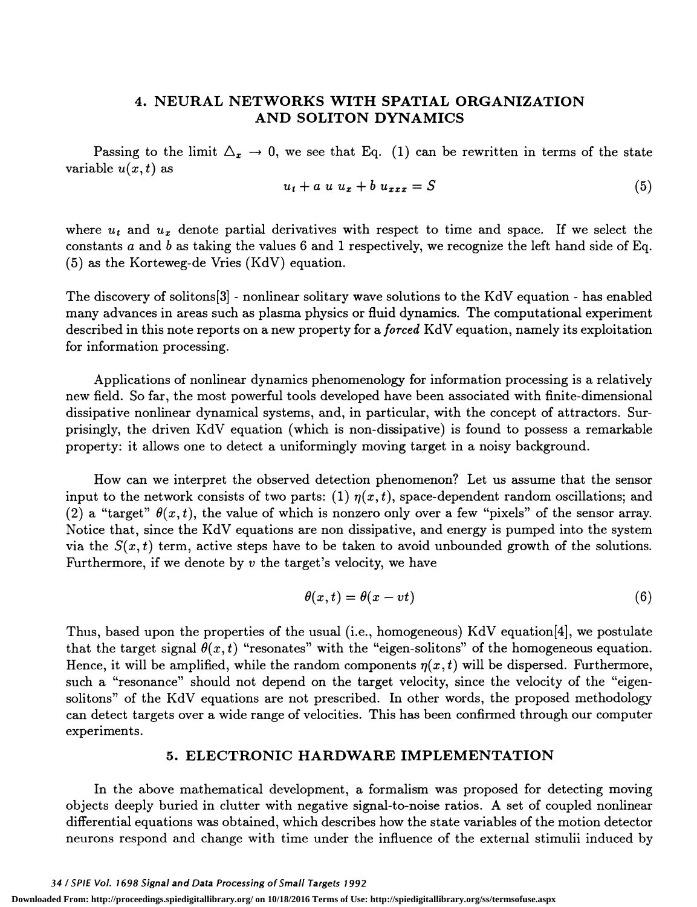## 4. NEURAL NETWORKS WITH SPATIAL ORGANIZATION AND SOLITON DYNAMICS

Passing to the limit $\triangle_x \rightarrow 0$, we see that Eq. (1) can be rewritten in terms of the state variable $u(x,t)$ as

$$u_t + a\ u\ u_x + b\ u_{xxx} = S \tag{5}$$

where $u_t$ and $u_x$ denote partial derivatives with respect to time and space. If we select the constants $a$ and $b$ as taking the values 6 and 1 respectively, we recognize the left hand side of Eq. (5) as the Korteweg-de Vries (KdV) equation.

The discovery of solitons[3] - nonlinear solitary wave solutions to the KdV equation - has enabled many advances in areas such as plasma physics or fluid dynamics. The computational experiment described in this note reports on a new property for a *forced* KdV equation, namely its exploitation for information processing.

Applications of nonlinear dynamics phenomenology for information processing is a relatively new field. So far, the most powerful tools developed have been associated with finite-dimensional dissipative nonlinear dynamical systems, and, in particular, with the concept of attractors. Surprisingly, the driven KdV equation (which is non-dissipative) is found to possess a remarkable property: it allows one to detect a uniformingly moving target in a noisy background.

How can we interpret the observed detection phenomenon? Let us assume that the sensor input to the network consists of two parts: (1) $\eta(x,t)$, space-dependent random oscillations; and (2) a "target" $\theta(x,t)$, the value of which is nonzero only over a few "pixels" of the sensor array. Notice that, since the KdV equations are non dissipative, and energy is pumped into the system via the $S(x,t)$ term, active steps have to be taken to avoid unbounded growth of the solutions. Furthermore, if we denote by $v$ the target's velocity, we have

$$\theta(x,t) = \theta(x - vt) \tag{6}$$

Thus, based upon the properties of the usual (i.e., homogeneous) KdV equation[4], we postulate that the target signal $\theta(x,t)$ "resonates" with the "eigen-solitons" of the homogeneous equation. Hence, it will be amplified, while the random components $\eta(x,t)$ will be dispersed. Furthermore, such a "resonance" should not depend on the target velocity, since the velocity of the "eigen-solitons" of the KdV equations are not prescribed. In other words, the proposed methodology can detect targets over a wide range of velocities. This has been confirmed through our computer experiments.

## 5. ELECTRONIC HARDWARE IMPLEMENTATION

In the above mathematical development, a formalism was proposed for detecting moving objects deeply buried in clutter with negative signal-to-noise ratios. A set of coupled nonlinear differential equations was obtained, which describes how the state variables of the motion detector neurons respond and change with time under the influence of the external stimulii induced by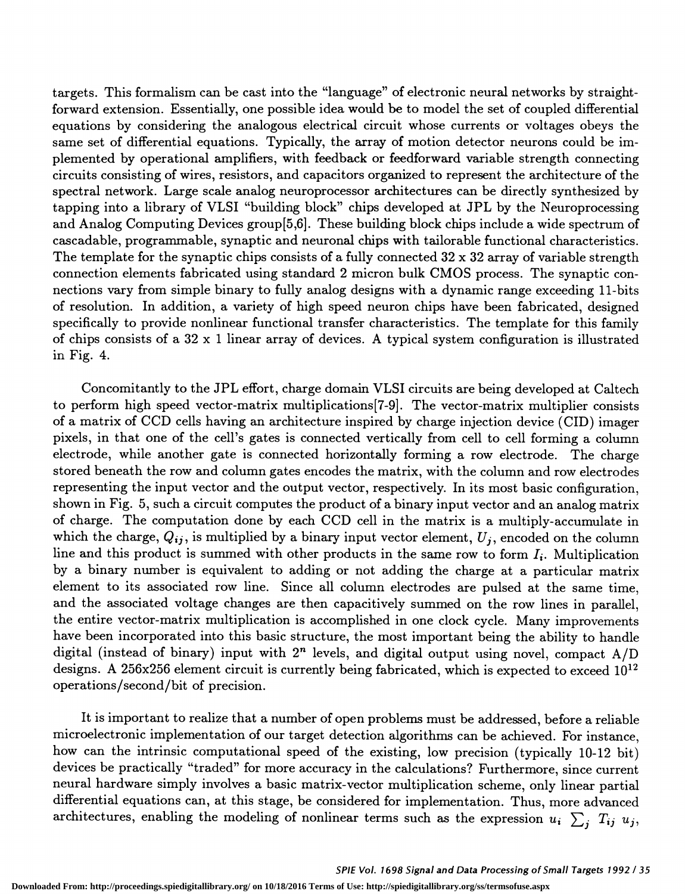targets. This formalism can be cast into the "language" of electronic neural networks by straightforward extension. Essentially, one possible idea would be to model the set of coupled differential equations by considering the analogous electrical circuit whose currents or voltages obeys the same set of differential equations. Typically, the array of motion detector neurons could be implemented by operational amplifiers, with feedback or feedforward variable strength connecting circuits consisting of wires, resistors, and capacitors organized to represent the architecture of the spectral network. Large scale analog neuroprocessor architectures can be directly synthesized by tapping into a library of VLSI "building block" chips developed at JPL by the Neuroprocessing and Analog Computing Devices group[5,6]. These building block chips include a wide spectrum of cascadable, programmable, synaptic and neuronal chips with tailorable functional characteristics. The template for the synaptic chips consists of a fully connected 32 x 32 array of variable strength connection elements fabricated using standard 2 micron bulk CMOS process. The synaptic connections vary from simple binary to fully analog designs with a dynamic range exceeding 11-bits of resolution. In addition, a variety of high speed neuron chips have been fabricated, designed specifically to provide nonlinear functional transfer characteristics. The template for this family of chips consists of a 32 x 1 linear array of devices. A typical system configuration is illustrated in Fig. 4.

Concomitantly to the JPL effort, charge domain VLSI circuits are being developed at Caltech to perform high speed vector-matrix multiplications[7-9]. The vector-matrix multiplier consists of a matrix of CCD cells having an architecture inspired by charge injection device (CID) imager pixels, in that one of the cell's gates is connected vertically from cell to cell forming a column electrode, while another gate is connected horizontally forming a row electrode. The charge stored beneath the row and column gates encodes the matrix, with the column and row electrodes representing the input vector and the output vector, respectively. In its most basic configuration, shown in Fig. 5, such a circuit computes the product of a binary input vector and an analog matrix of charge. The computation done by each CCD cell in the matrix is a multiply-accumulate in which the charge, $Q_{ij}$, is multiplied by a binary input vector element, $U_j$, encoded on the column line and this product is summed with other products in the same row to form $I_i$. Multiplication by a binary number is equivalent to adding or not adding the charge at a particular matrix element to its associated row line. Since all column electrodes are pulsed at the same time, and the associated voltage changes are then capacitively summed on the row lines in parallel, the entire vector-matrix multiplication is accomplished in one clock cycle. Many improvements have been incorporated into this basic structure, the most important being the ability to handle digital (instead of binary) input with $2^n$ levels, and digital output using novel, compact A/D designs. A 256x256 element circuit is currently being fabricated, which is expected to exceed $10^{12}$ operations/second/bit of precision.

It is important to realize that a number of open problems must be addressed, before a reliable microelectronic implementation of our target detection algorithms can be achieved. For instance, how can the intrinsic computational speed of the existing, low precision (typically 10-12 bit) devices be practically "traded" for more accuracy in the calculations? Furthermore, since current neural hardware simply involves a basic matrix-vector multiplication scheme, only linear partial differential equations can, at this stage, be considered for implementation. Thus, more advanced architectures, enabling the modeling of nonlinear terms such as the expression $u_i \sum_j T_{ij} u_j$,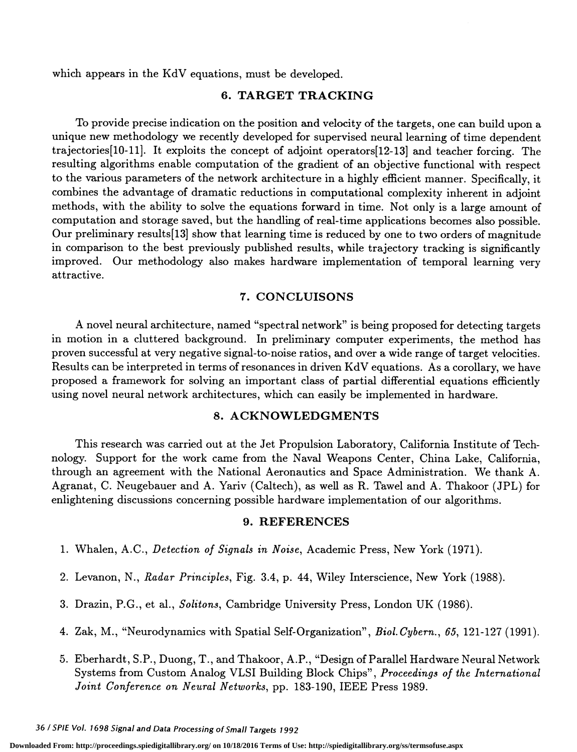which appears in the KdV equations, must be developed.

## 6. TARGET TRACKING

To provide precise indication on the position and velocity of the targets, one can build upon a unique new methodology we recently developed for supervised neural learning of time dependent trajectories[10-11]. It exploits the concept of adjoint operators[12-13] and teacher forcing. The resulting algorithms enable computation of the gradient of an objective functional with respect to the various parameters of the network architecture in a highly efficient manner. Specifically, it combines the advantage of dramatic reductions in computational complexity inherent in adjoint methods, with the ability to solve the equations forward in time. Not only is a large amount of computation and storage saved, but the handling of real-time applications becomes also possible. Our preliminary results[13] show that learning time is reduced by one to two orders of magnitude in comparison to the best previously published results, while trajectory tracking is significantly improved. Our methodology also makes hardware implementation of temporal learning very attractive.

## 7. CONCLUISONS

A novel neural architecture, named "spectral network" is being proposed for detecting targets in motion in a cluttered background. In preliminary computer experiments, the method has proven successful at very negative signal-to-noise ratios, and over a wide range of target velocities. Results can be interpreted in terms of resonances in driven KdV equations. As a corollary, we have proposed a framework for solving an important class of partial differential equations efficiently using novel neural network architectures, which can easily be implemented in hardware.

## 8. ACKNOWLEDGMENTS

This research was carried out at the Jet Propulsion Laboratory, California Institute of Technology. Support for the work came from the Naval Weapons Center, China Lake, California, through an agreement with the National Aeronautics and Space Administration. We thank A. Agranat, C. Neugebauer and A. Yariv (Caltech), as well as R. Tawel and A. Thakoor (JPL) for enlightening discussions concerning possible hardware implementation of our algorithms.

## 9. REFERENCES

1. Whalen, A.C., *Detection of Signals in Noise*, Academic Press, New York (1971).

2. Levanon, N., *Radar Principles*, Fig. 3.4, p. 44, Wiley Interscience, New York (1988).

3. Drazin, P.G., et al., *Solitons*, Cambridge University Press, London UK (1986).

4. Zak, M., "Neurodynamics with Spatial Self-Organization", *Biol. Cybern.*, *65*, 121-127 (1991).

5. Eberhardt, S.P., Duong, T., and Thakoor, A.P., "Design of Parallel Hardware Neural Network Systems from Custom Analog VLSI Building Block Chips", *Proceedings of the International Joint Conference on Neural Networks*, pp. 183-190, IEEE Press 1989.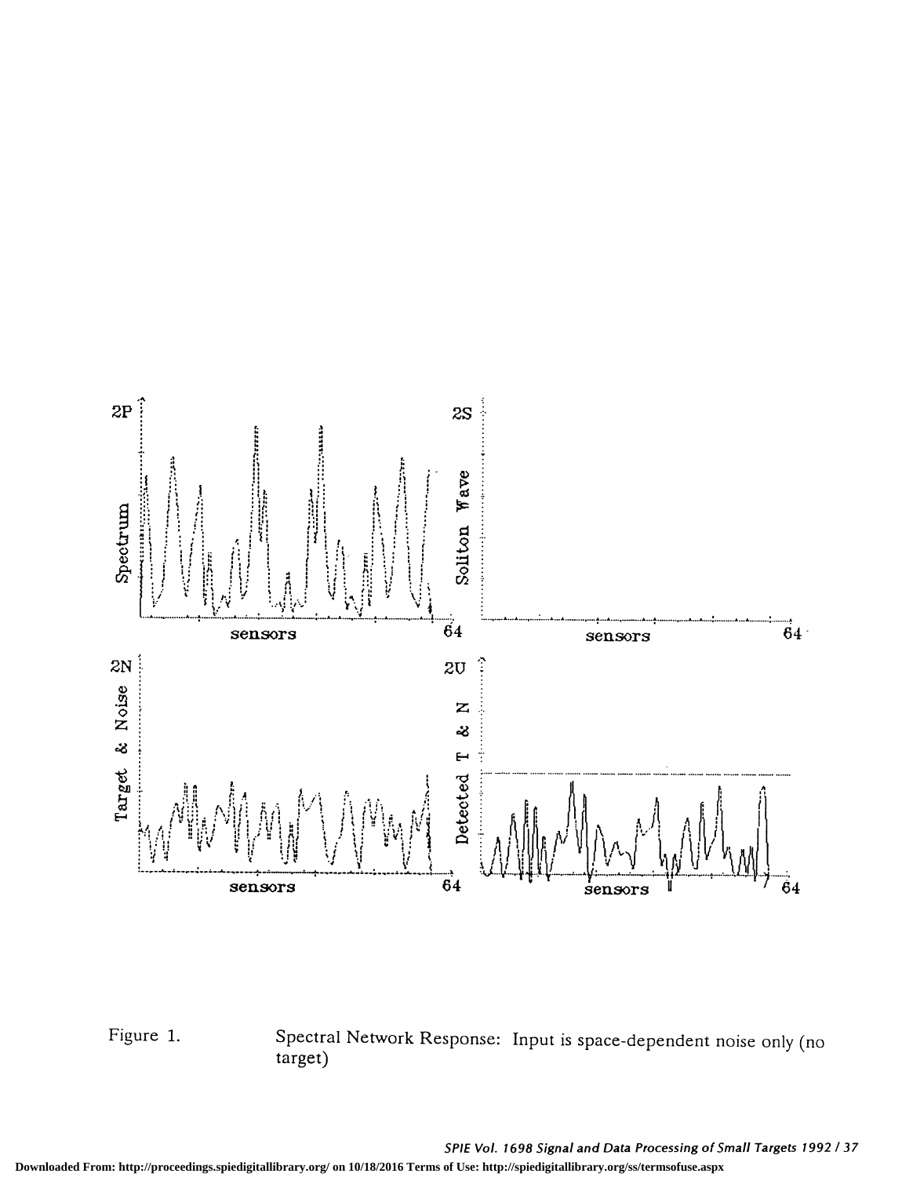Figure 1. Spectral Network Response: Input is space-dependent noise only (no target)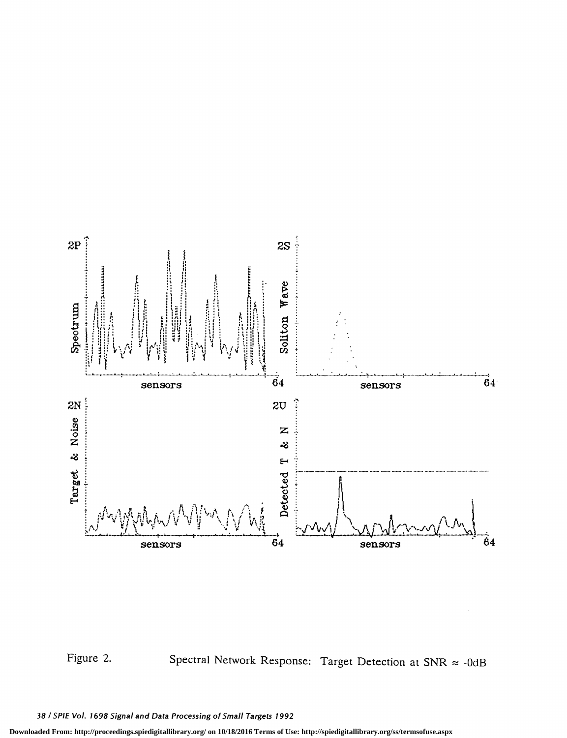Figure 2. Spectral Network Response: Target Detection at SNR ≈ -0dB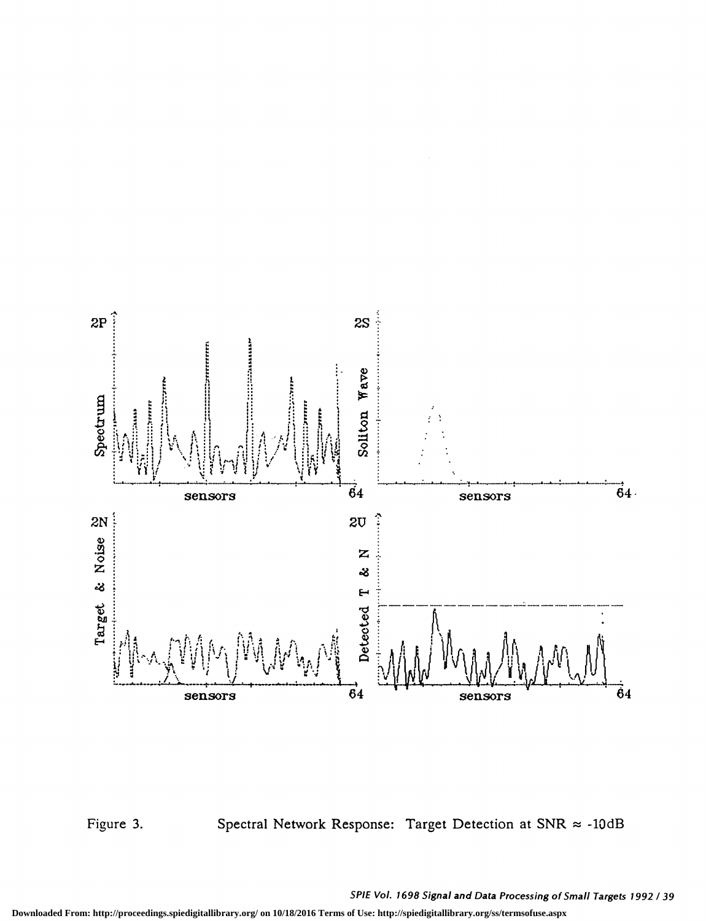Figure 3. Spectral Network Response: Target Detection at SNR ≈ -10dB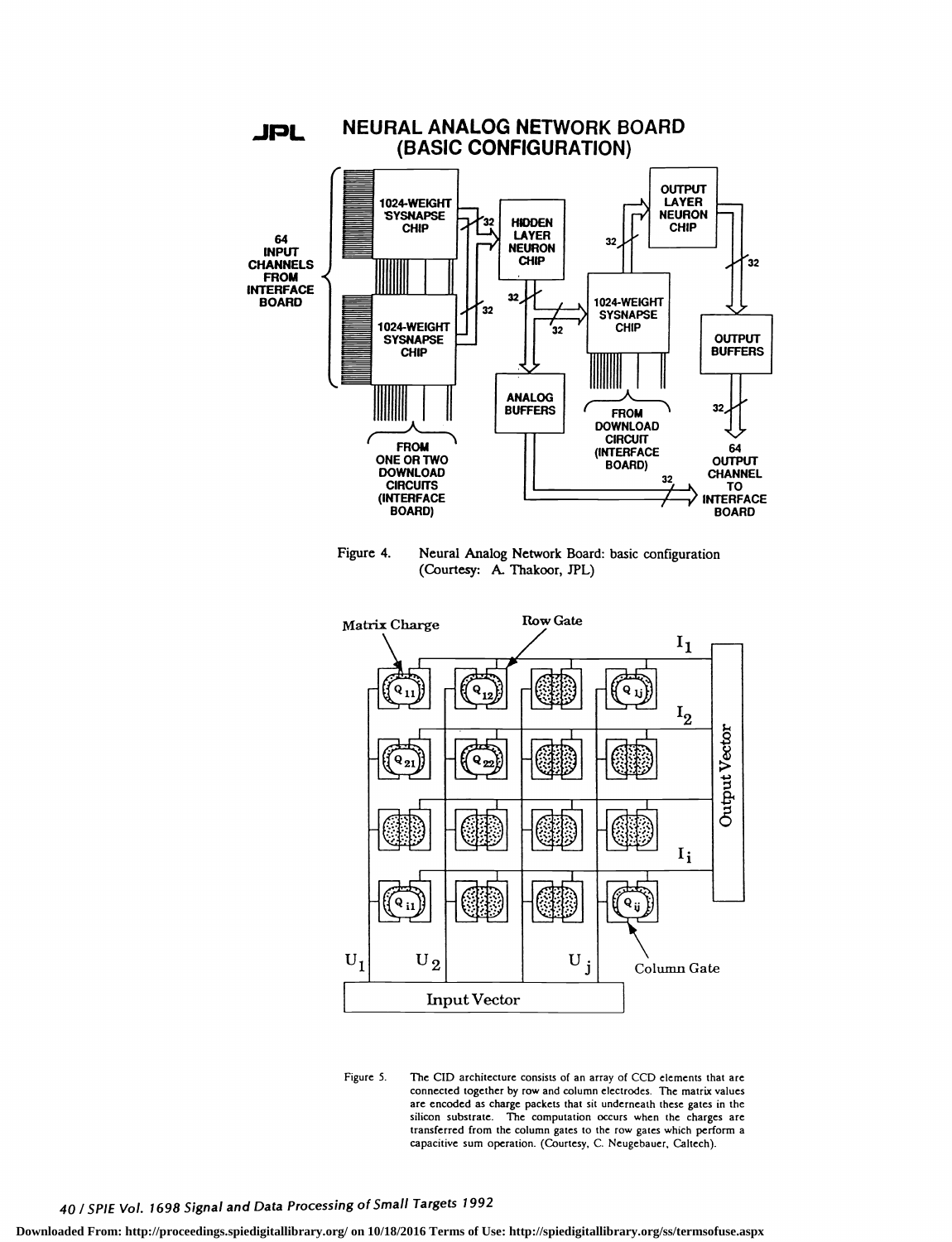Figure 4. Neural Analog Network Board: basic configuration (Courtesy: A. Thakoor, JPL)

Figure 5. The CID architecture consists of an array of CCD elements that are connected together by row and column electrodes. The matrix values are encoded as charge packets that sit underneath these gates in the silicon substrate. The computation occurs when the charges are transferred from the column gates to the row gates which perform a capacitive sum operation. (Courtesy, C. Neugebauer, Caltech).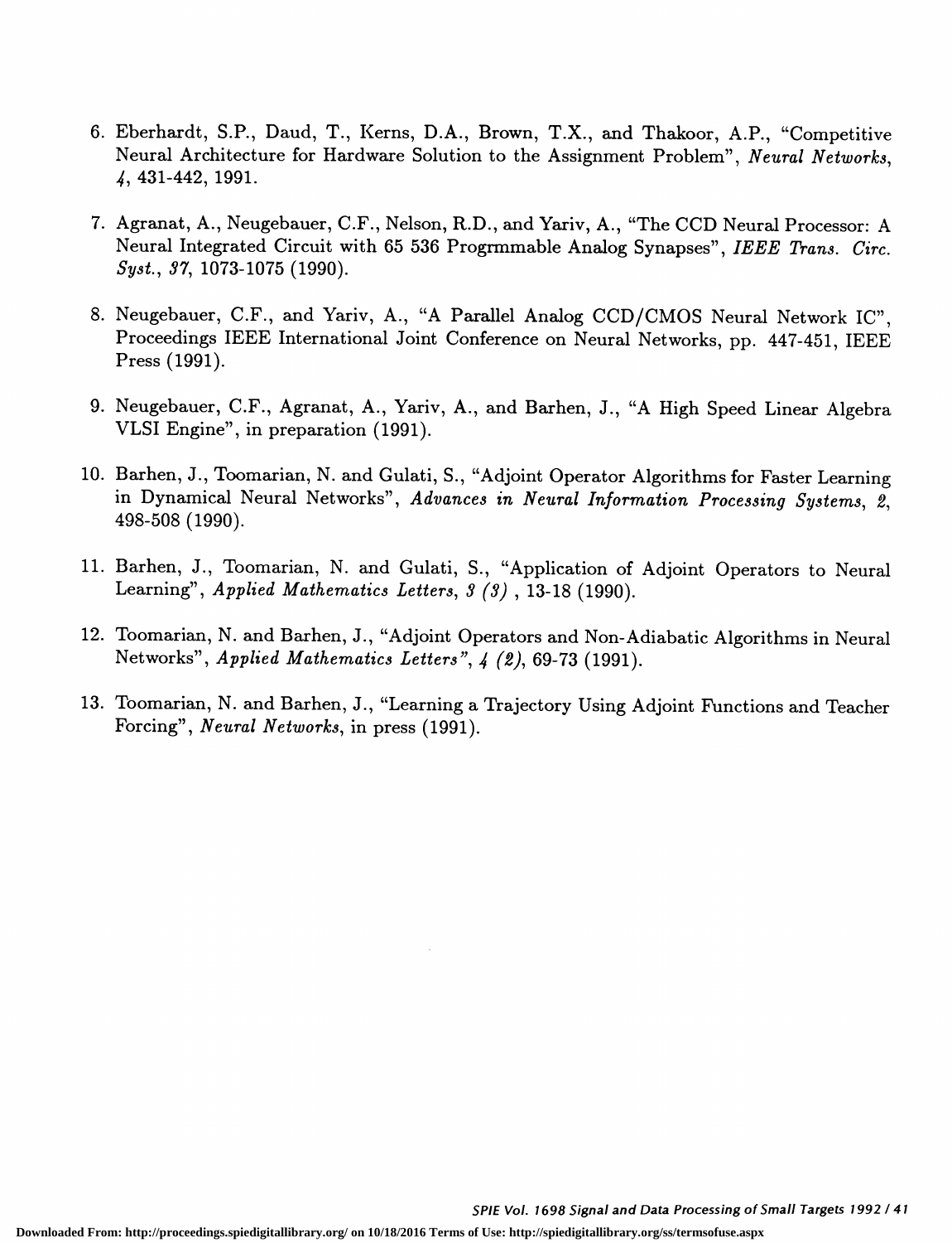6. Eberhardt, S.P., Daud, T., Kerns, D.A., Brown, T.X., and Thakoor, A.P., "Competitive Neural Architecture for Hardware Solution to the Assignment Problem", *Neural Networks*, *4*, 431-442, 1991.

7. Agranat, A., Neugebauer, C.F., Nelson, R.D., and Yariv, A., "The CCD Neural Processor: A Neural Integrated Circuit with 65 536 Progrmmable Analog Synapses", *IEEE Trans. Circ. Syst.*, *37*, 1073-1075 (1990).

8. Neugebauer, C.F., and Yariv, A., "A Parallel Analog CCD/CMOS Neural Network IC", Proceedings IEEE International Joint Conference on Neural Networks, pp. 447-451, IEEE Press (1991).

9. Neugebauer, C.F., Agranat, A., Yariv, A., and Barhen, J., "A High Speed Linear Algebra VLSI Engine", in preparation (1991).

10. Barhen, J., Toomarian, N. and Gulati, S., "Adjoint Operator Algorithms for Faster Learning in Dynamical Neural Networks", *Advances in Neural Information Processing Systems*, *2*, 498-508 (1990).

11. Barhen, J., Toomarian, N. and Gulati, S., "Application of Adjoint Operators to Neural Learning", *Applied Mathematics Letters*, *3 (3)* , 13-18 (1990).

12. Toomarian, N. and Barhen, J., "Adjoint Operators and Non-Adiabatic Algorithms in Neural Networks", *Applied Mathematics Letters"*, *4 (2)*, 69-73 (1991).

13. Toomarian, N. and Barhen, J., "Learning a Trajectory Using Adjoint Functions and Teacher Forcing", *Neural Networks*, in press (1991).